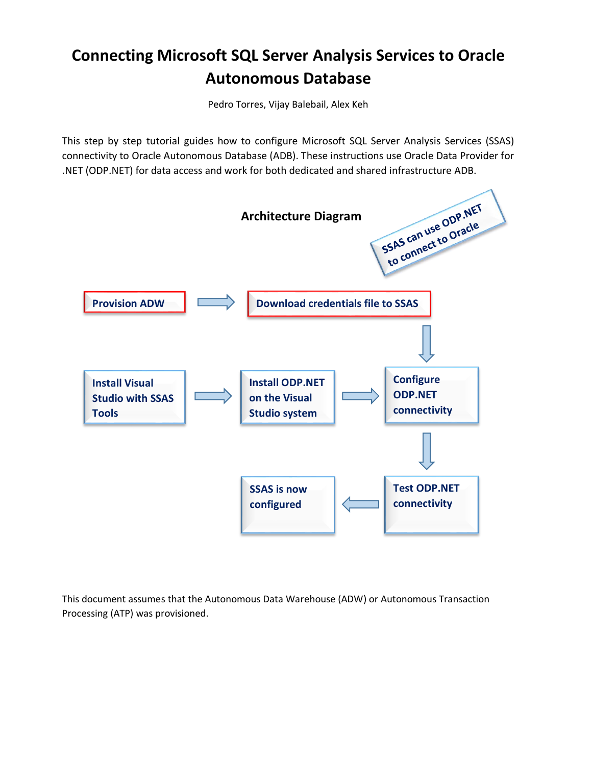# Connecting Microsoft SQL Server Analysis Services to Oracle Autonomous Database

Pedro Torres, Vijay Balebail, Alex Keh

This step by step tutorial guides how to configure Microsoft SQL Server Analysis Services (SSAS) connectivity to Oracle Autonomous Database (ADB). These instructions use Oracle Data Provider for .NET (ODP.NET) for data access and work for both dedicated and shared infrastructure ADB.

**Architecture Diagram**

SSAS can use ODP.NET to connect to Oracle

Provision ADW → Download credentials file to SSAS → Configure ODP.NET connectivity

Install Visual Studio with SSAS Tools → Install ODP.NET on the Visual Studio system → Configure ODP.NET connectivity

Configure ODP.NET connectivity → Test ODP.NET connectivity → SSAS is now configured

This document assumes that the Autonomous Data Warehouse (ADW) or Autonomous Transaction Processing (ATP) was provisioned.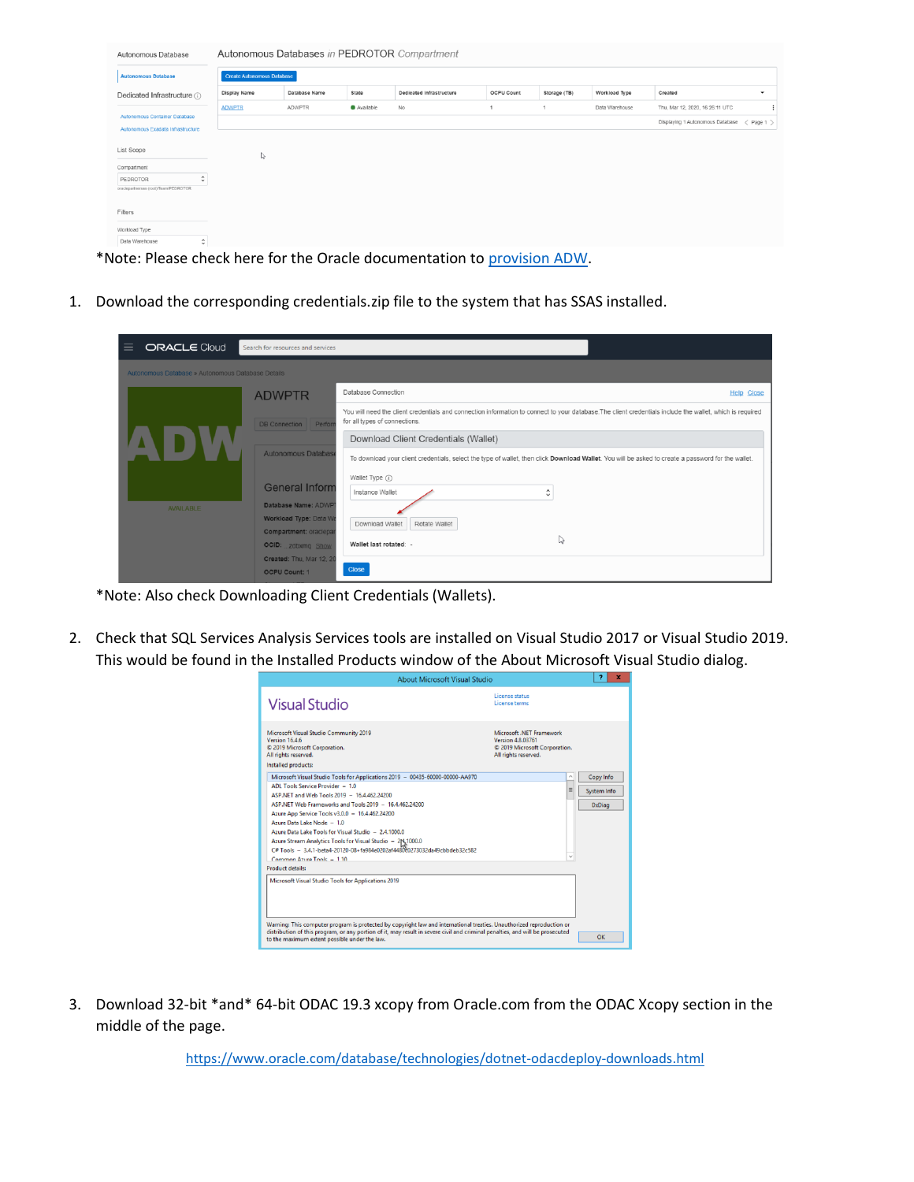*Note: Please check here for the Oracle documentation to provision ADW.

1. Download the corresponding credentials.zip file to the system that has SSAS installed.

*Note: Also check Downloading Client Credentials (Wallets).

2. Check that SQL Services Analysis Services tools are installed on Visual Studio 2017 or Visual Studio 2019. This would be found in the Installed Products window of the About Microsoft Visual Studio dialog.

3. Download 32-bit *and* 64-bit ODAC 19.3 xcopy from Oracle.com from the ODAC Xcopy section in the middle of the page.

https://www.oracle.com/database/technologies/dotnet-odacdeploy-downloads.html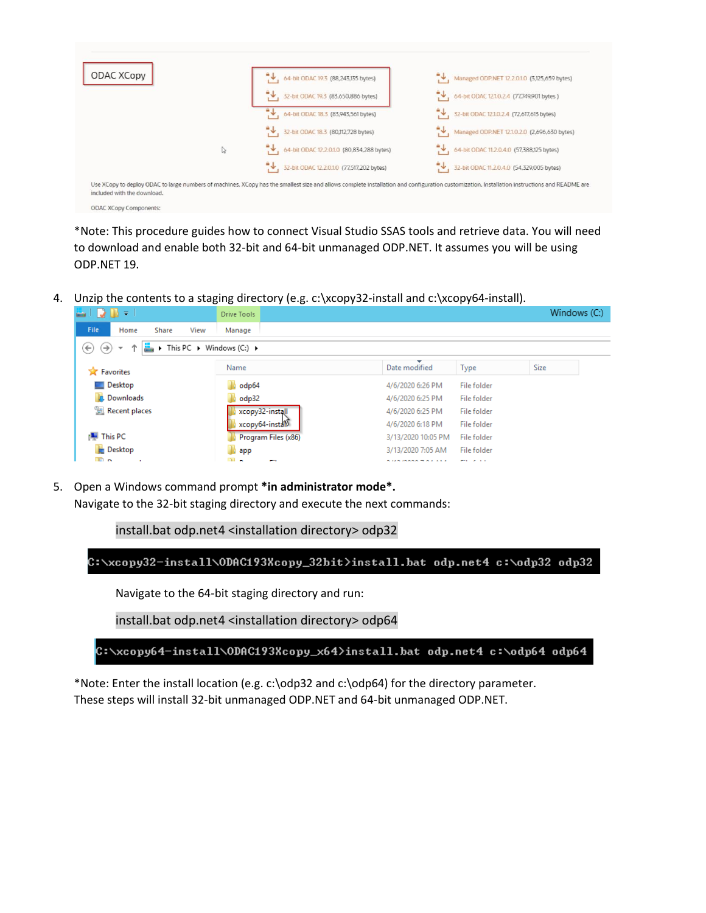ODAC XCopy

64-bit ODAC 19.3 (88,243,135 bytes)
32-bit ODAC 19.3 (83,650,886 bytes)
64-bit ODAC 18.3 (83,943,561 bytes)
32-bit ODAC 18.3 (80,112,728 bytes)
64-bit ODAC 12.2.0.1.0 (80,834,288 bytes)
32-bit ODAC 12.2.0.1.0 (77,517,202 bytes)

Managed ODP.NET 12.2.0.1.0 (3,125,659 bytes)
64-bit ODAC 12.1.0.2.4 (77,749,901 bytes)
32-bit ODAC 12.1.0.2.4 (72,617,615 bytes)
Managed ODP.NET 12.1.0.2.0 (2,696,630 bytes)
64-bit ODAC 11.2.0.4.0 (57,388,125 bytes)
32-bit ODAC 11.2.0.4.0 (54,329,005 bytes)

Use XCopy to deploy ODAC to large numbers of machines. XCopy has the smallest size and allows complete installation and configuration customization. Installation instructions and README are included with the download.

ODAC XCopy Components:

*Note: This procedure guides how to connect Visual Studio SSAS tools and retrieve data. You will need to download and enable both 32-bit and 64-bit unmanaged ODP.NET. It assumes you will be using ODP.NET 19.

4. Unzip the contents to a staging directory (e.g. c:\xcopy32-install and c:\xcopy64-install).

| Name | Date modified | Type | Size |
|---|---|---|---|
| odp64 | 4/6/2020 6:26 PM | File folder | |
| odp32 | 4/6/2020 6:25 PM | File folder | |
| xcopy32-install | 4/6/2020 6:25 PM | File folder | |
| xcopy64-install | 4/6/2020 6:18 PM | File folder | |
| Program Files (x86) | 3/13/2020 10:05 PM | File folder | |
| app | 3/13/2020 7:05 AM | File folder | |

5. Open a Windows command prompt **in administrator mode**.
   Navigate to the 32-bit staging directory and execute the next commands:

   ```
   install.bat odp.net4 <installation directory> odp32
   ```

   ```
   C:\xcopy32-install\ODAC193Xcopy_32bit>install.bat odp.net4 c:\odp32 odp32
   ```

   Navigate to the 64-bit staging directory and run:

   ```
   install.bat odp.net4 <installation directory> odp64
   ```

   ```
   C:\xcopy64-install\ODAC193Xcopy_x64>install.bat odp.net4 c:\odp64 odp64
   ```

*Note: Enter the install location (e.g. c:\odp32 and c:\odp64) for the directory parameter. These steps will install 32-bit unmanaged ODP.NET and 64-bit unmanaged ODP.NET.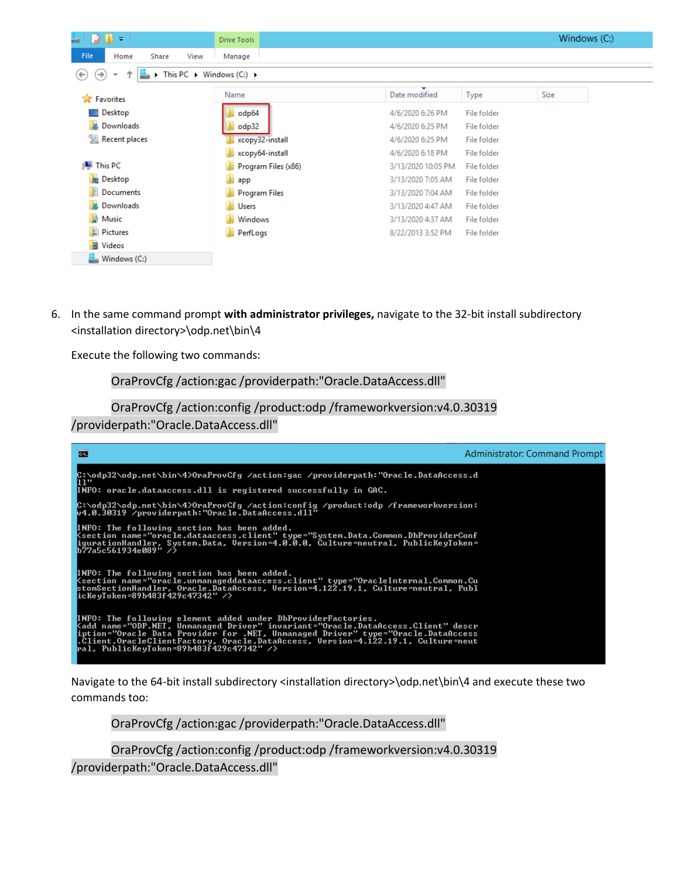6. In the same command prompt **with administrator privileges,** navigate to the 32-bit install subdirectory <installation directory>\odp.net\bin\4

   Execute the following two commands:

   ```
   OraProvCfg /action:gac /providerpath:"Oracle.DataAccess.dll"
   ```

   ```
   OraProvCfg /action:config /product:odp /frameworkversion:v4.0.30319 /providerpath:"Oracle.DataAccess.dll"
   ```

   Navigate to the 64-bit install subdirectory <installation directory>\odp.net\bin\4 and execute these two commands too:

   ```
   OraProvCfg /action:gac /providerpath:"Oracle.DataAccess.dll"
   ```

   ```
   OraProvCfg /action:config /product:odp /frameworkversion:v4.0.30319 /providerpath:"Oracle.DataAccess.dll"
   ```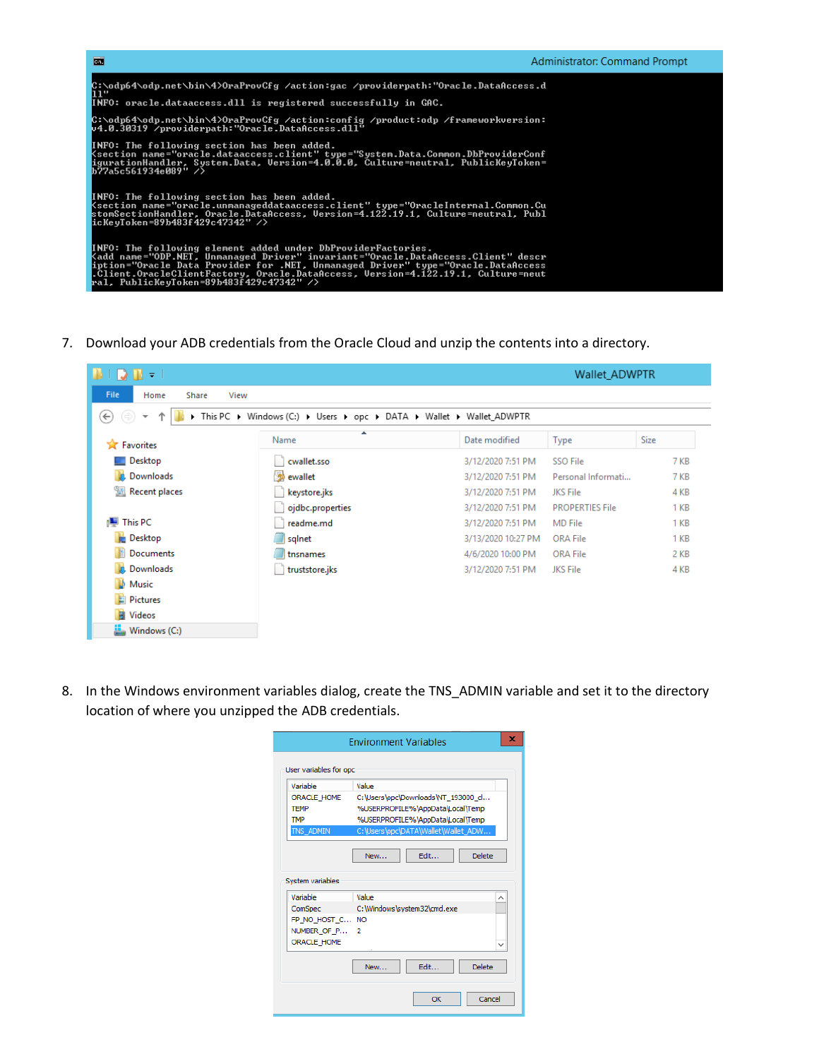```
C:\odp64\odp.net\bin\4>OraProvCfg /action:gac /providerpath:"Oracle.DataAccess.dll"
INFO: oracle.dataaccess.dll is registered successfully in GAC.

C:\odp64\odp.net\bin\4>OraProvCfg /action:config /product:odp /frameworkversion:v4.0.30319 /providerpath:"Oracle.DataAccess.dll"

INFO: The following section has been added.
<section name="oracle.dataaccess.client" type="System.Data.Common.DbProviderConfigurationHandler, System.Data, Version=4.0.0.0, Culture=neutral, PublicKeyToken=b77a5c561934e089" />

INFO: The following section has been added.
<section name="oracle.unmanageddataaccess.client" type="OracleInternal.Common.CustomSectionHandler, Oracle.DataAccess, Version=4.122.19.1, Culture=neutral, PublicKeyToken=89b483f429c47342" />

INFO: The following element added under DbProviderFactories.
<add name="ODP.NET, Unmanaged Driver" invariant="Oracle.DataAccess.Client" description="Oracle Data Provider for .NET, Unmanaged Driver" type="Oracle.DataAccess.Client.OracleClientFactory, Oracle.DataAccess, Version=4.122.19.1, Culture=neutral, PublicKeyToken=89b483f429c47342" />
```

7. Download your ADB credentials from the Oracle Cloud and unzip the contents into a directory.

8. In the Windows environment variables dialog, create the TNS_ADMIN variable and set it to the directory location of where you unzipped the ADB credentials.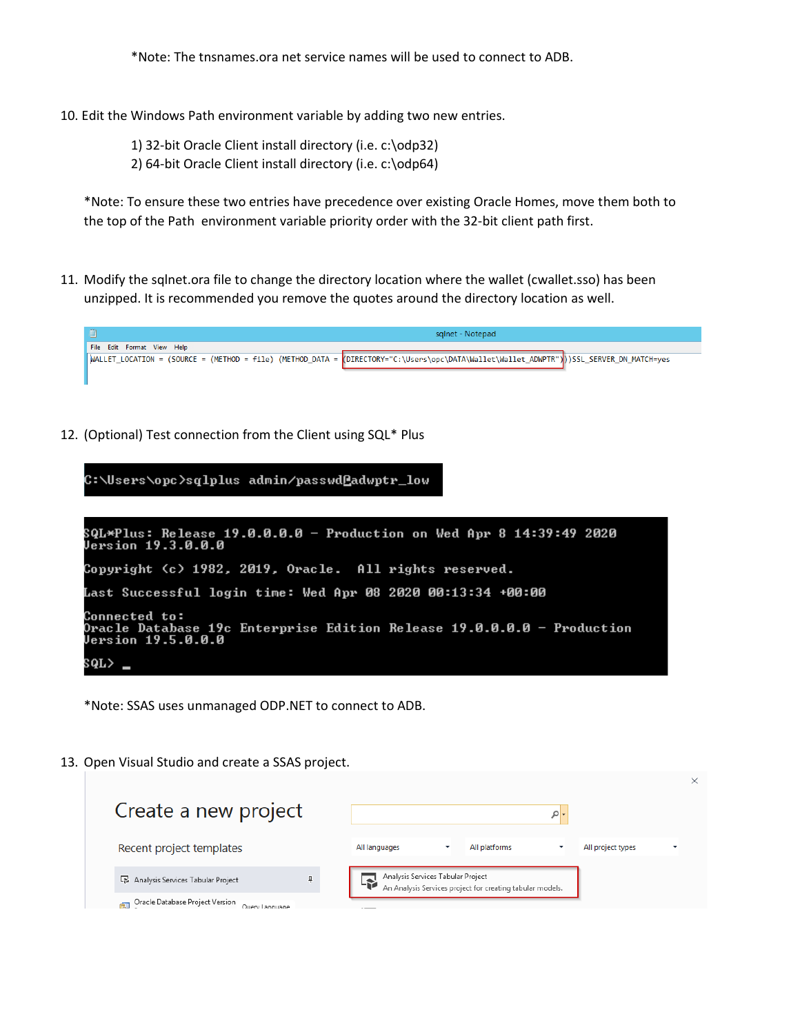*Note: The tnsnames.ora net service names will be used to connect to ADB.

10. Edit the Windows Path environment variable by adding two new entries.

    1) 32-bit Oracle Client install directory (i.e. c:\odp32)
    2) 64-bit Oracle Client install directory (i.e. c:\odp64)

    *Note: To ensure these two entries have precedence over existing Oracle Homes, move them both to the top of the Path environment variable priority order with the 32-bit client path first.

11. Modify the sqlnet.ora file to change the directory location where the wallet (cwallet.sso) has been unzipped. It is recommended you remove the quotes around the directory location as well.

```
WALLET_LOCATION = (SOURCE = (METHOD = file) (METHOD_DATA = (DIRECTORY="C:\Users\opc\DATA\Wallet\Wallet_ADWPTR")))SSL_SERVER_DN_MATCH=yes
```

12. (Optional) Test connection from the Client using SQL* Plus

```
C:\Users\opc>sqlplus admin/passwd@adwptr_low
```

```
SQL*Plus: Release 19.0.0.0.0 - Production on Wed Apr 8 14:39:49 2020
Version 19.3.0.0.0

Copyright (c) 1982, 2019, Oracle.  All rights reserved.

Last Successful login time: Wed Apr 08 2020 00:13:34 +00:00

Connected to:
Oracle Database 19c Enterprise Edition Release 19.0.0.0.0 - Production
Version 19.5.0.0.0

SQL> _
```

    *Note: SSAS uses unmanaged ODP.NET to connect to ADB.

13. Open Visual Studio and create a SSAS project.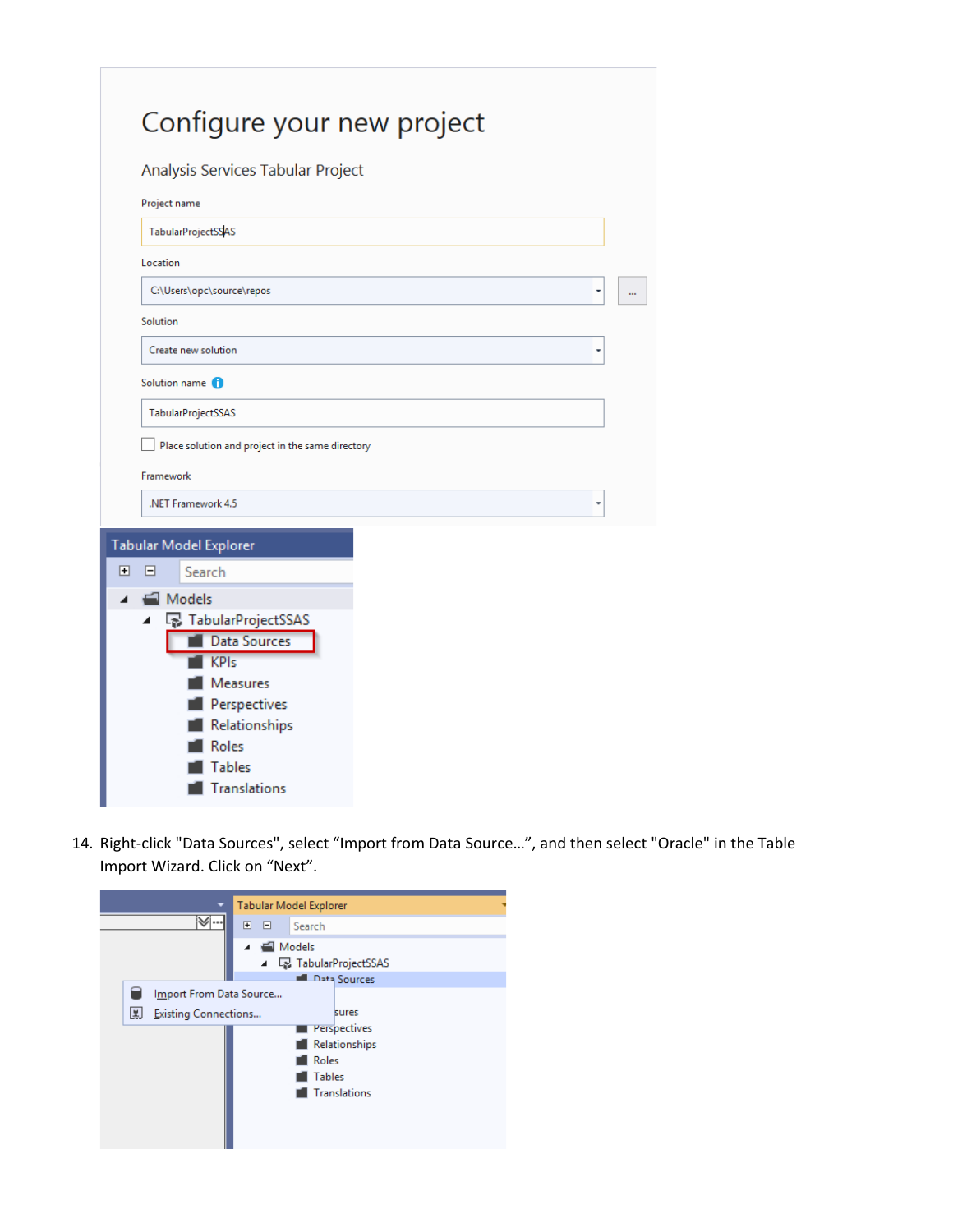14. Right-click "Data Sources", select “Import from Data Source…”, and then select "Oracle" in the Table Import Wizard. Click on “Next”.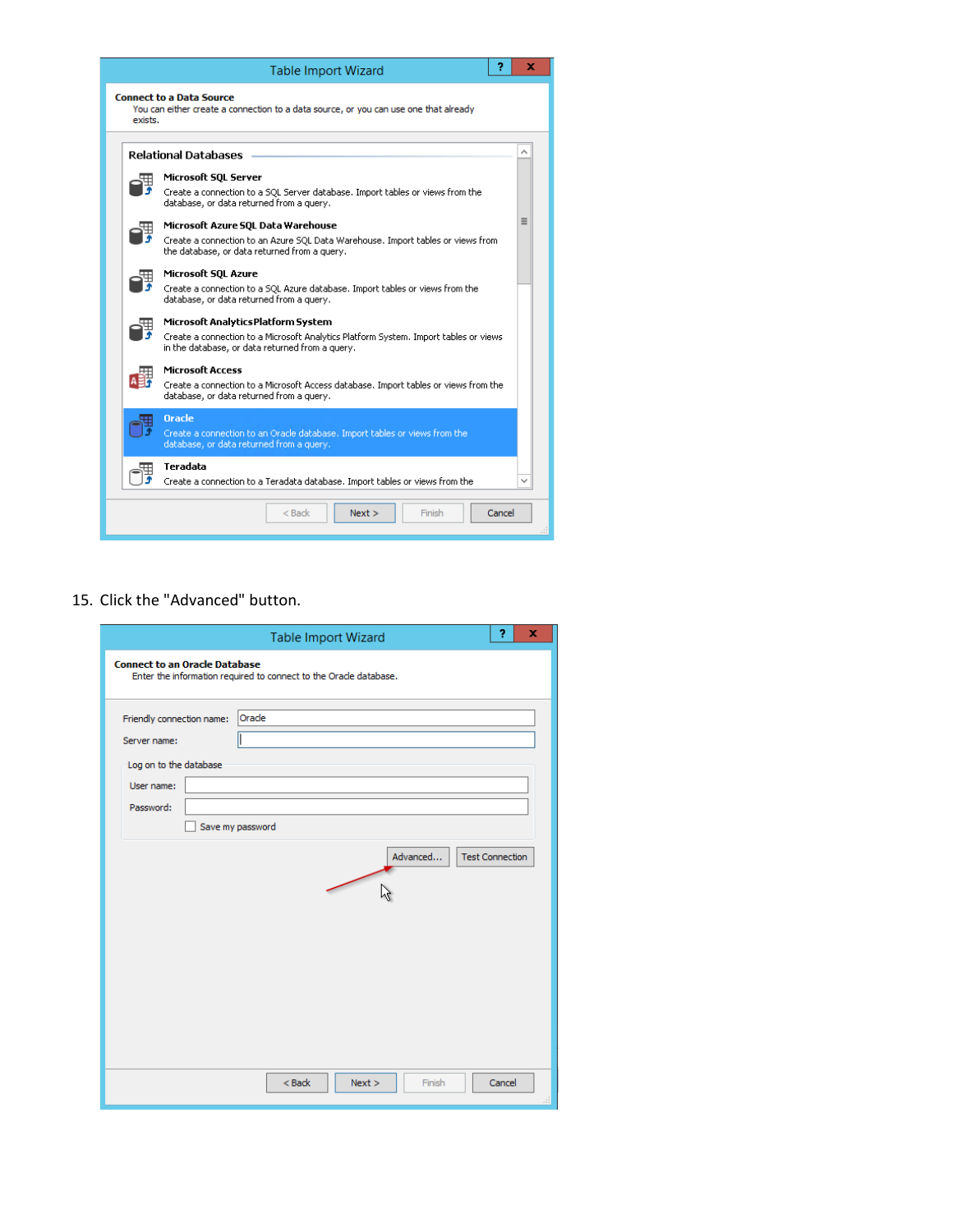15. Click the "Advanced" button.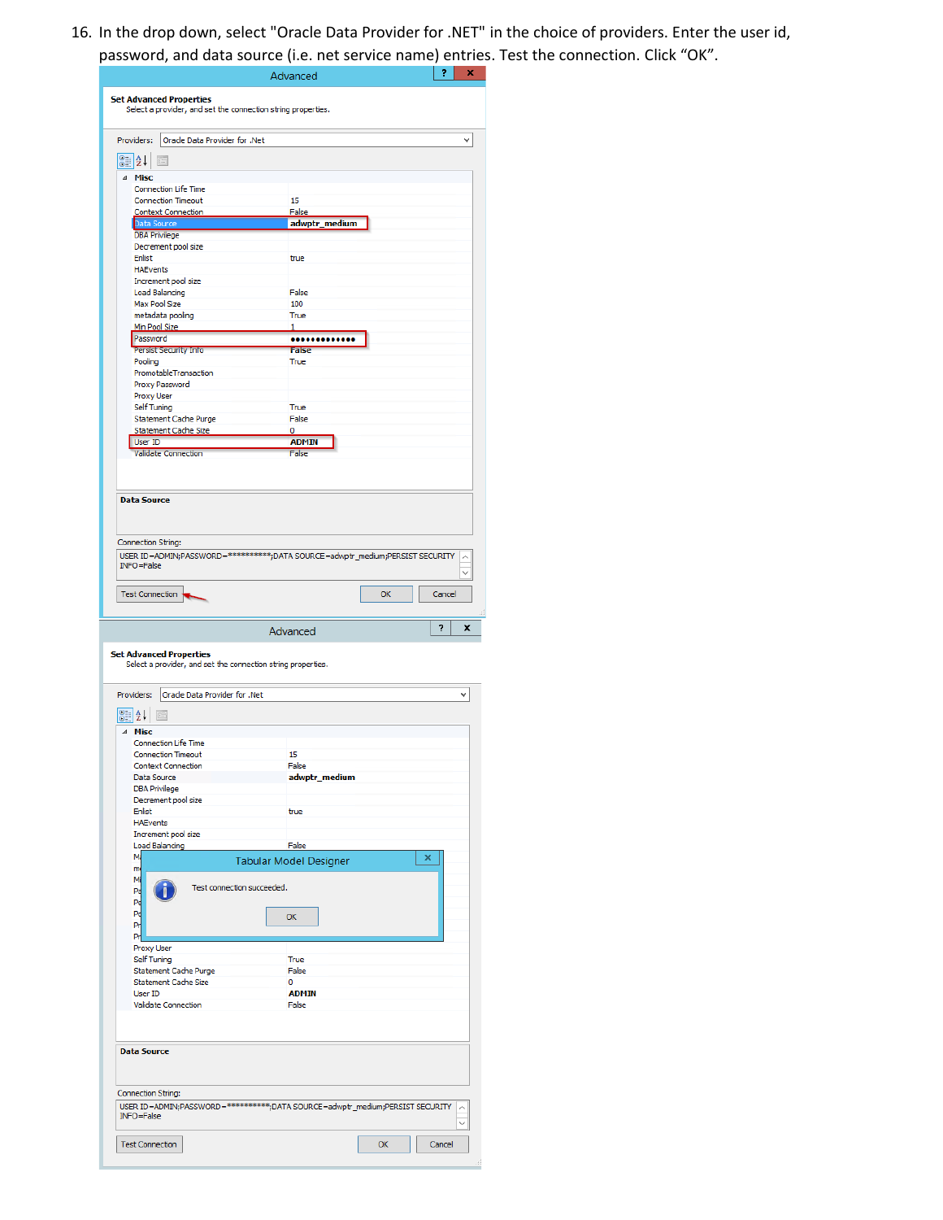16. In the drop down, select "Oracle Data Provider for .NET" in the choice of providers. Enter the user id, password, and data source (i.e. net service name) entries. Test the connection. Click "OK".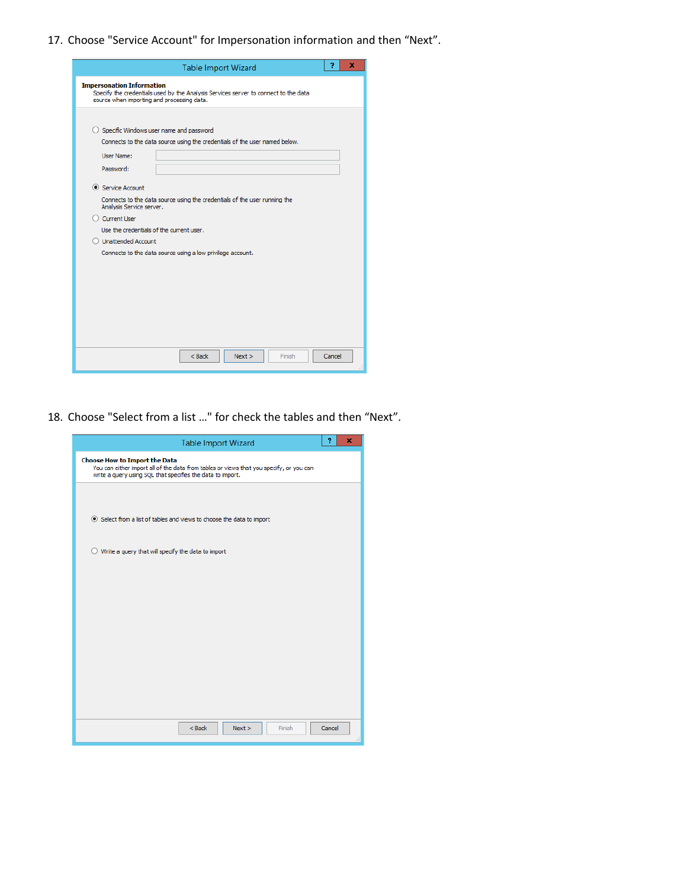17. Choose "Service Account" for Impersonation information and then "Next".

Table Import Wizard

**Impersonation Information**
Specify the credentials used by the Analysis Services server to connect to the data source when importing and processing data.

- Specific Windows user name and password
  Connects to the data source using the credentials of the user named below.
  User Name:
  Password:
- Service Account
  Connects to the data source using the credentials of the user running the Analysis Service server.
- Current User
  Use the credentials of the current user.
- Unattended Account
  Connects to the data source using a low privilege account.

< Back | Next > | Finish | Cancel

18. Choose "Select from a list ..." for check the tables and then "Next".

Table Import Wizard

**Choose How to Import the Data**
You can either import all of the data from tables or views that you specify, or you can write a query using SQL that specifies the data to import.

- Select from a list of tables and views to choose the data to import
- Write a query that will specify the data to import

< Back | Next > | Finish | Cancel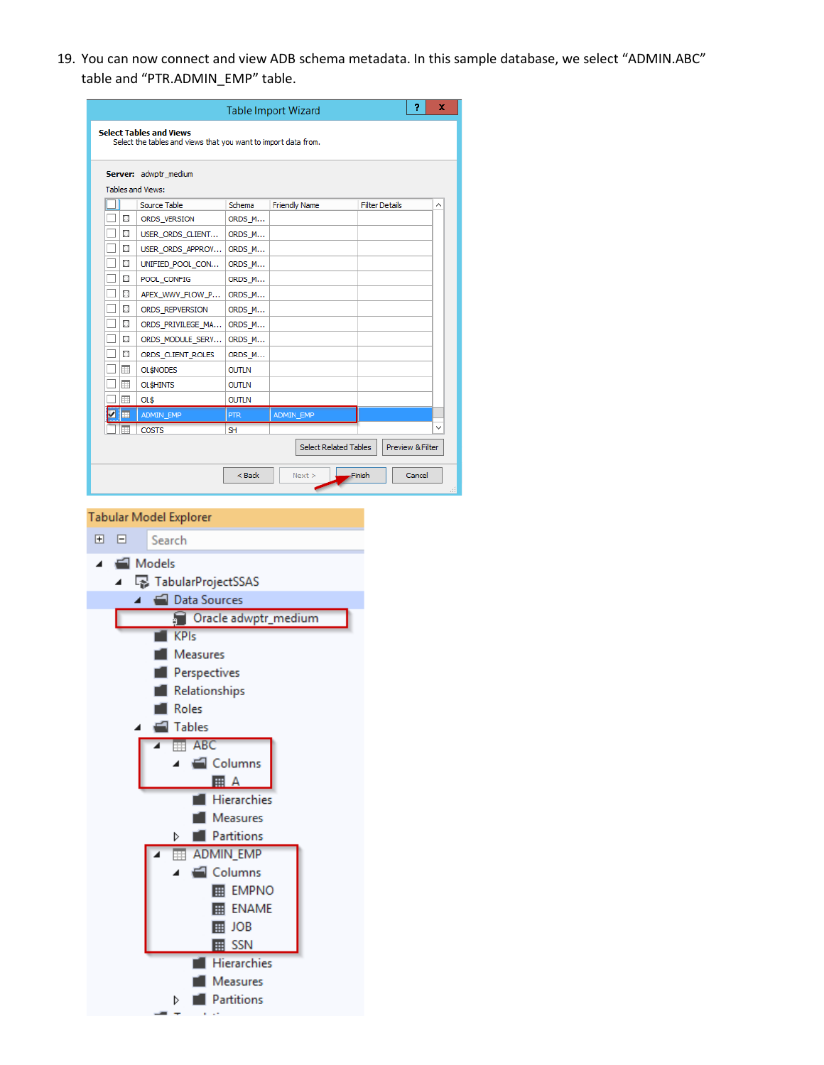19. You can now connect and view ADB schema metadata. In this sample database, we select "ADMIN.ABC" table and "PTR.ADMIN_EMP" table.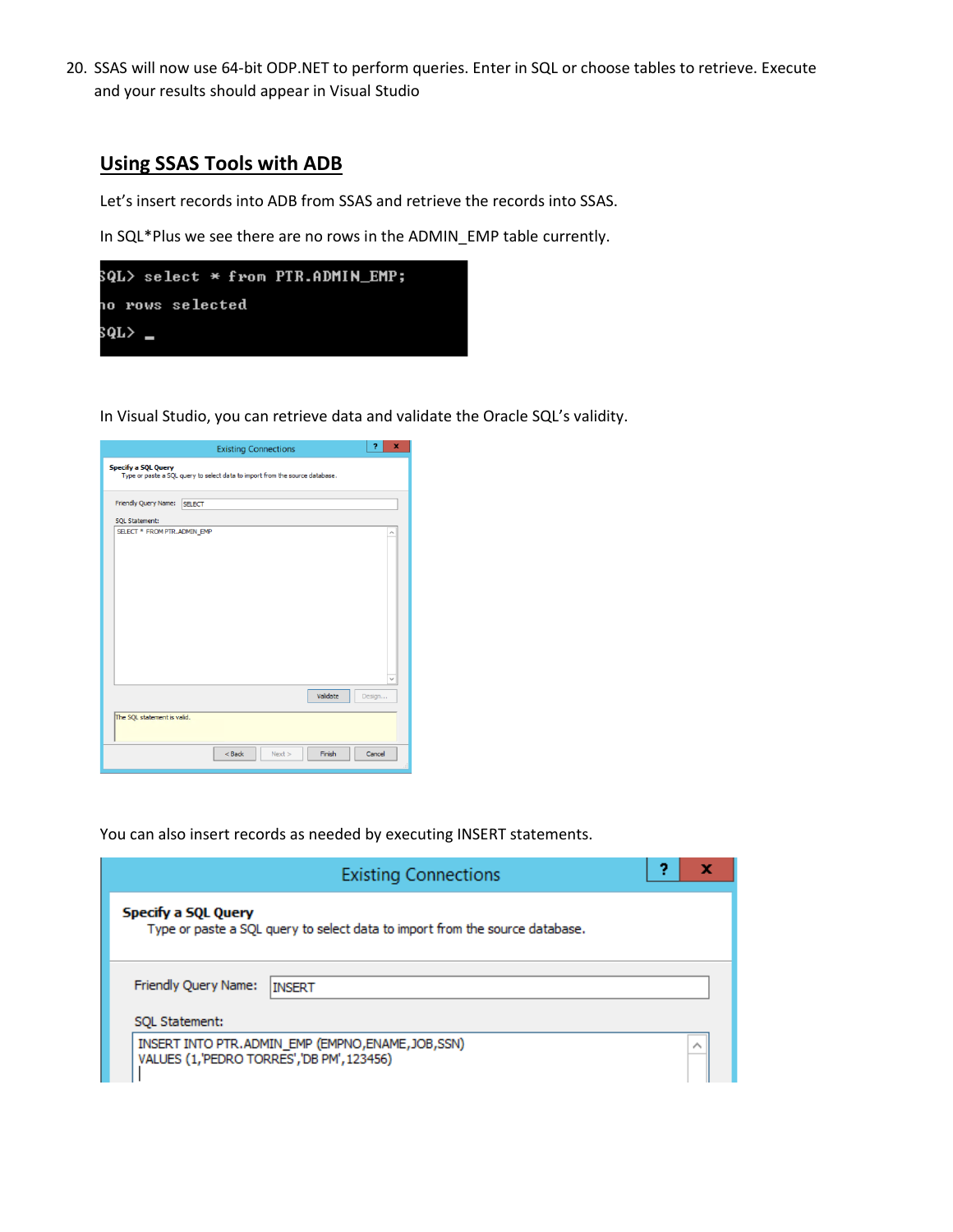20. SSAS will now use 64-bit ODP.NET to perform queries. Enter in SQL or choose tables to retrieve. Execute and your results should appear in Visual Studio

## Using SSAS Tools with ADB

Let's insert records into ADB from SSAS and retrieve the records into SSAS.

In SQL*Plus we see there are no rows in the ADMIN_EMP table currently.

```
SQL> select * from PTR.ADMIN_EMP;

no rows selected

SQL> _
```

In Visual Studio, you can retrieve data and validate the Oracle SQL's validity.

Existing Connections

**Specify a SQL Query**
Type or paste a SQL query to select data to import from the source database.

Friendly Query Name: SELECT

SQL Statement:

```
SELECT * FROM PTR.ADMIN_EMP
```

Validate   Design...

The SQL statement is valid.

< Back   Next >   Finish   Cancel

You can also insert records as needed by executing INSERT statements.

Existing Connections

**Specify a SQL Query**
Type or paste a SQL query to select data to import from the source database.

Friendly Query Name: INSERT

SQL Statement:

```
INSERT INTO PTR.ADMIN_EMP (EMPNO,ENAME,JOB,SSN)
VALUES (1,'PEDRO TORRES','DB PM',123456)
```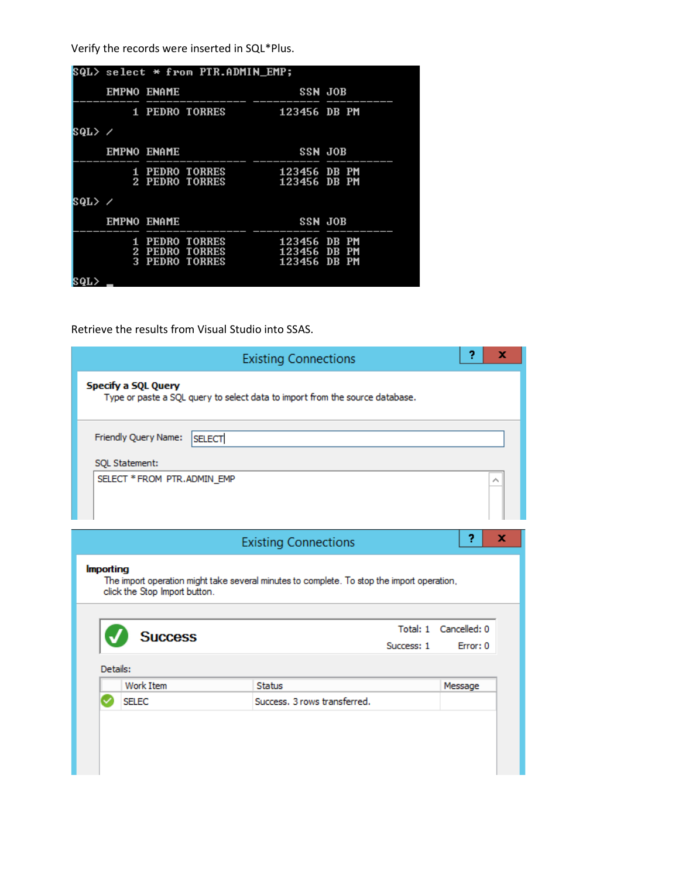Verify the records were inserted in SQL*Plus.

```
SQL> select * from PTR.ADMIN_EMP;

     EMPNO ENAME                SSN JOB
---------- --------------- ---------- ----------
         1 PEDRO TORRES        123456 DB PM

SQL> /

     EMPNO ENAME                SSN JOB
---------- --------------- ---------- ----------
         1 PEDRO TORRES        123456 DB PM
         2 PEDRO TORRES        123456 DB PM

SQL> /

     EMPNO ENAME                SSN JOB
---------- --------------- ---------- ----------
         1 PEDRO TORRES        123456 DB PM
         2 PEDRO TORRES        123456 DB PM
         3 PEDRO TORRES        123456 DB PM

SQL> _
```

Retrieve the results from Visual Studio into SSAS.

**Existing Connections**

**Specify a SQL Query**

Type or paste a SQL query to select data to import from the source database.

Friendly Query Name: SELECT

SQL Statement:

```
SELECT * FROM PTR.ADMIN_EMP
```

**Existing Connections**

**Importing**

The import operation might take several minutes to complete. To stop the import operation, click the Stop Import button.

**Success**

Total: 1 Cancelled: 0

Success: 1 Error: 0

Details:

| Work Item | Status | Message |
| --- | --- | --- |
| SELEC | Success. 3 rows transferred. | |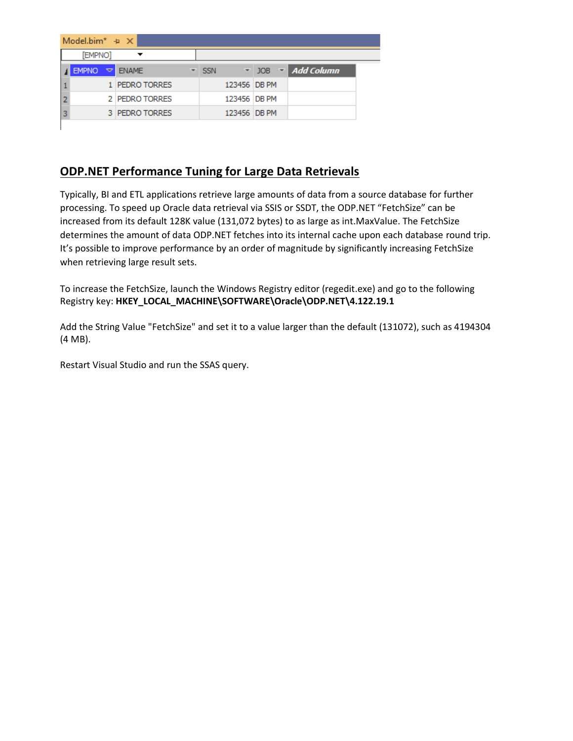| EMPNO | ENAME | SSN | JOB | Add Column |
|---|---|---|---|---|
| 1 | PEDRO TORRES | 123456 | DB PM | |
| 2 | PEDRO TORRES | 123456 | DB PM | |
| 3 | PEDRO TORRES | 123456 | DB PM | |

## ODP.NET Performance Tuning for Large Data Retrievals

Typically, BI and ETL applications retrieve large amounts of data from a source database for further processing. To speed up Oracle data retrieval via SSIS or SSDT, the ODP.NET “FetchSize” can be increased from its default 128K value (131,072 bytes) to as large as int.MaxValue. The FetchSize determines the amount of data ODP.NET fetches into its internal cache upon each database round trip. It’s possible to improve performance by an order of magnitude by significantly increasing FetchSize when retrieving large result sets.

To increase the FetchSize, launch the Windows Registry editor (regedit.exe) and go to the following Registry key: **HKEY_LOCAL_MACHINE\SOFTWARE\Oracle\ODP.NET\4.122.19.1**

Add the String Value "FetchSize" and set it to a value larger than the default (131072), such as 4194304 (4 MB).

Restart Visual Studio and run the SSAS query.